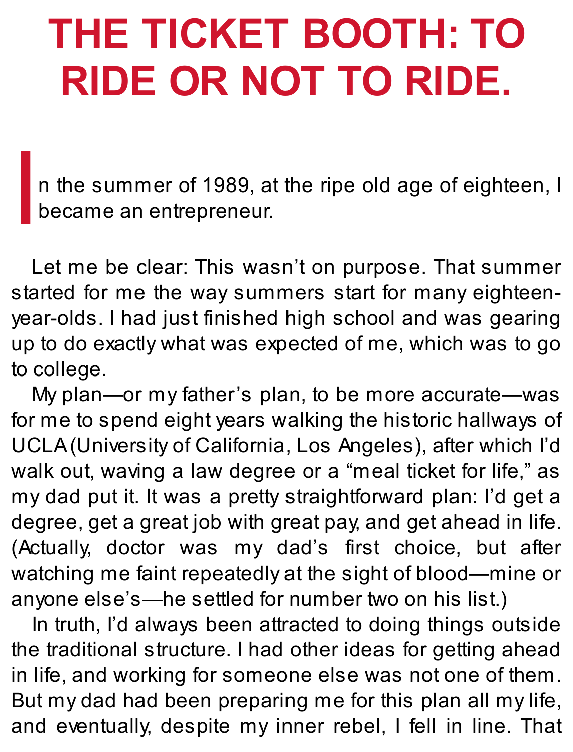# THE TICKET BOOTH: TO RIDE OR NOT TO RIDE.

In the summer of 1989, at the ripe old age of eighteen, I became an entrepreneur.

Let me be clear: This wasn't on purpose. That summer started for me the way summers start for many eighteen-year-olds. I had just finished high school and was gearing up to do exactly what was expected of me, which was to go to college.

My plan—or my father's plan, to be more accurate—was for me to spend eight years walking the historic hallways of UCLA (University of California, Los Angeles), after which I'd walk out, waving a law degree or a "meal ticket for life," as my dad put it. It was a pretty straightforward plan: I'd get a degree, get a great job with great pay, and get ahead in life. (Actually, doctor was my dad's first choice, but after watching me faint repeatedly at the sight of blood—mine or anyone else's—he settled for number two on his list.)

In truth, I'd always been attracted to doing things outside the traditional structure. I had other ideas for getting ahead in life, and working for someone else was not one of them. But my dad had been preparing me for this plan all my life, and eventually, despite my inner rebel, I fell in line. That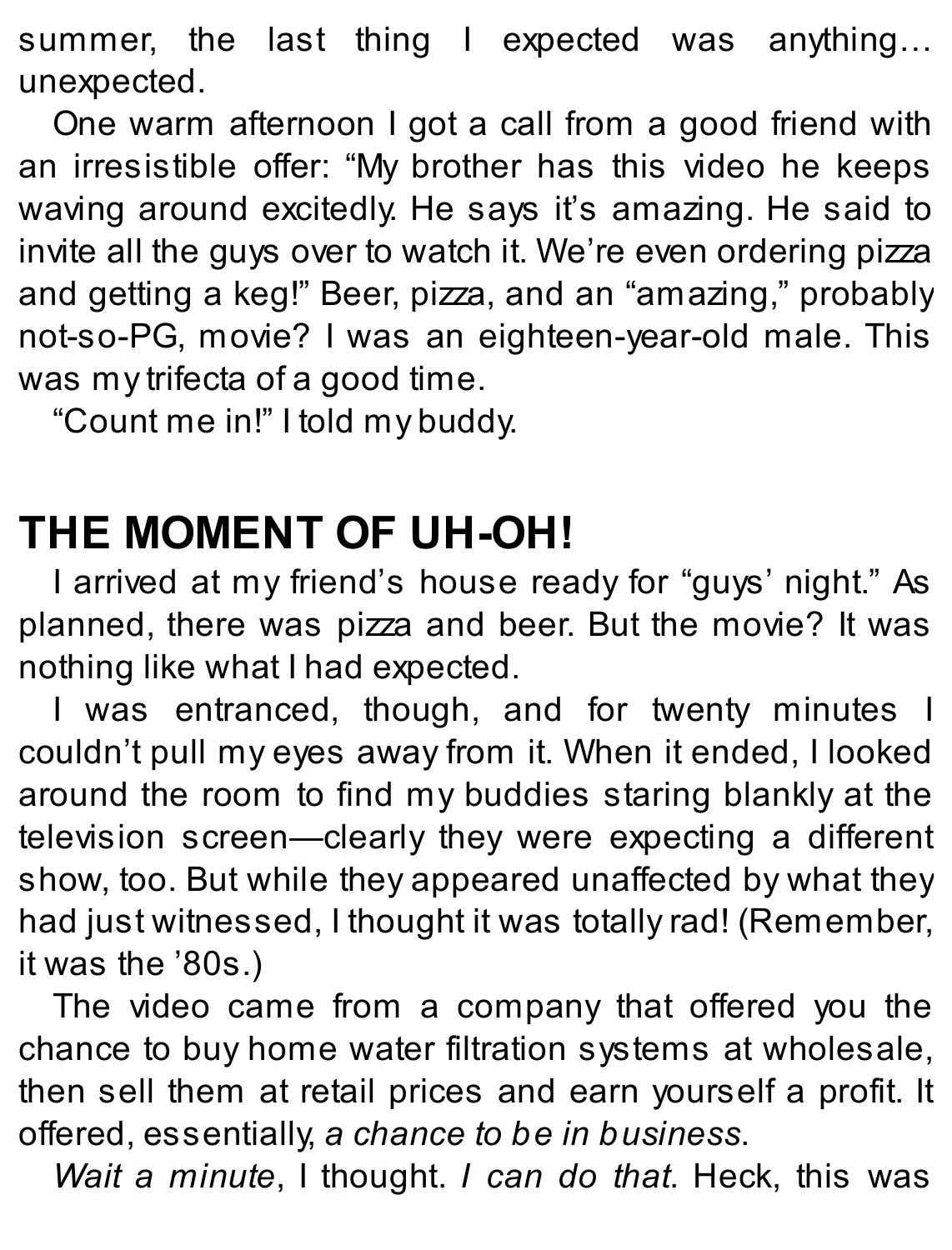summer, the last thing I expected was anything… unexpected.

One warm afternoon I got a call from a good friend with an irresistible offer: "My brother has this video he keeps waving around excitedly. He says it's amazing. He said to invite all the guys over to watch it. We're even ordering pizza and getting a keg!" Beer, pizza, and an "amazing," probably not-so-PG, movie? I was an eighteen-year-old male. This was my trifecta of a good time.

"Count me in!" I told my buddy.

## THE MOMENT OF UH-OH!

I arrived at my friend's house ready for "guys' night." As planned, there was pizza and beer. But the movie? It was nothing like what I had expected.

I was entranced, though, and for twenty minutes I couldn't pull my eyes away from it. When it ended, I looked around the room to find my buddies staring blankly at the television screen—clearly they were expecting a different show, too. But while they appeared unaffected by what they had just witnessed, I thought it was totally rad! (Remember, it was the '80s.)

The video came from a company that offered you the chance to buy home water filtration systems at wholesale, then sell them at retail prices and earn yourself a profit. It offered, essentially, *a chance to be in business*.

*Wait a minute*, I thought. *I can do that*. Heck, this was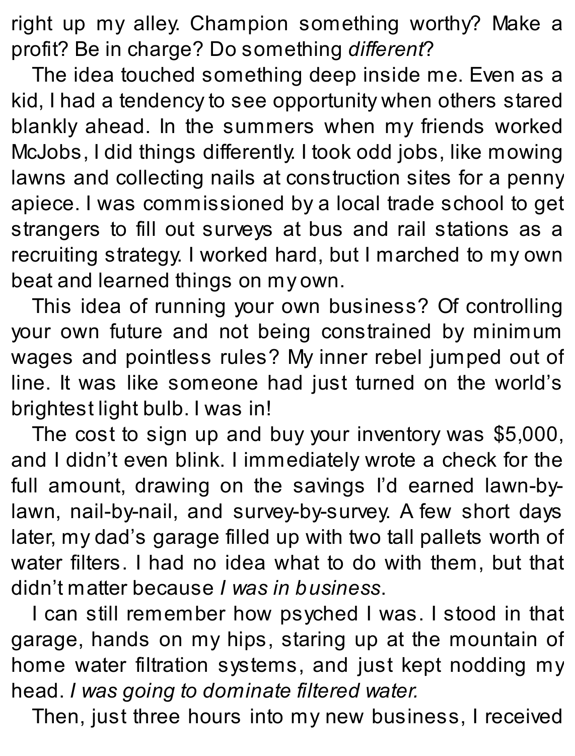right up my alley. Champion something worthy? Make a profit? Be in charge? Do something *different*?

The idea touched something deep inside me. Even as a kid, I had a tendency to see opportunity when others stared blankly ahead. In the summers when my friends worked McJobs, I did things differently. I took odd jobs, like mowing lawns and collecting nails at construction sites for a penny apiece. I was commissioned by a local trade school to get strangers to fill out surveys at bus and rail stations as a recruiting strategy. I worked hard, but I marched to my own beat and learned things on my own.

This idea of running your own business? Of controlling your own future and not being constrained by minimum wages and pointless rules? My inner rebel jumped out of line. It was like someone had just turned on the world's brightest light bulb. I was in!

The cost to sign up and buy your inventory was $5,000, and I didn't even blink. I immediately wrote a check for the full amount, drawing on the savings I'd earned lawn-by-lawn, nail-by-nail, and survey-by-survey. A few short days later, my dad's garage filled up with two tall pallets worth of water filters. I had no idea what to do with them, but that didn't matter because *I was in business*.

I can still remember how psyched I was. I stood in that garage, hands on my hips, staring up at the mountain of home water filtration systems, and just kept nodding my head. *I was going to dominate filtered water.*

Then, just three hours into my new business, I received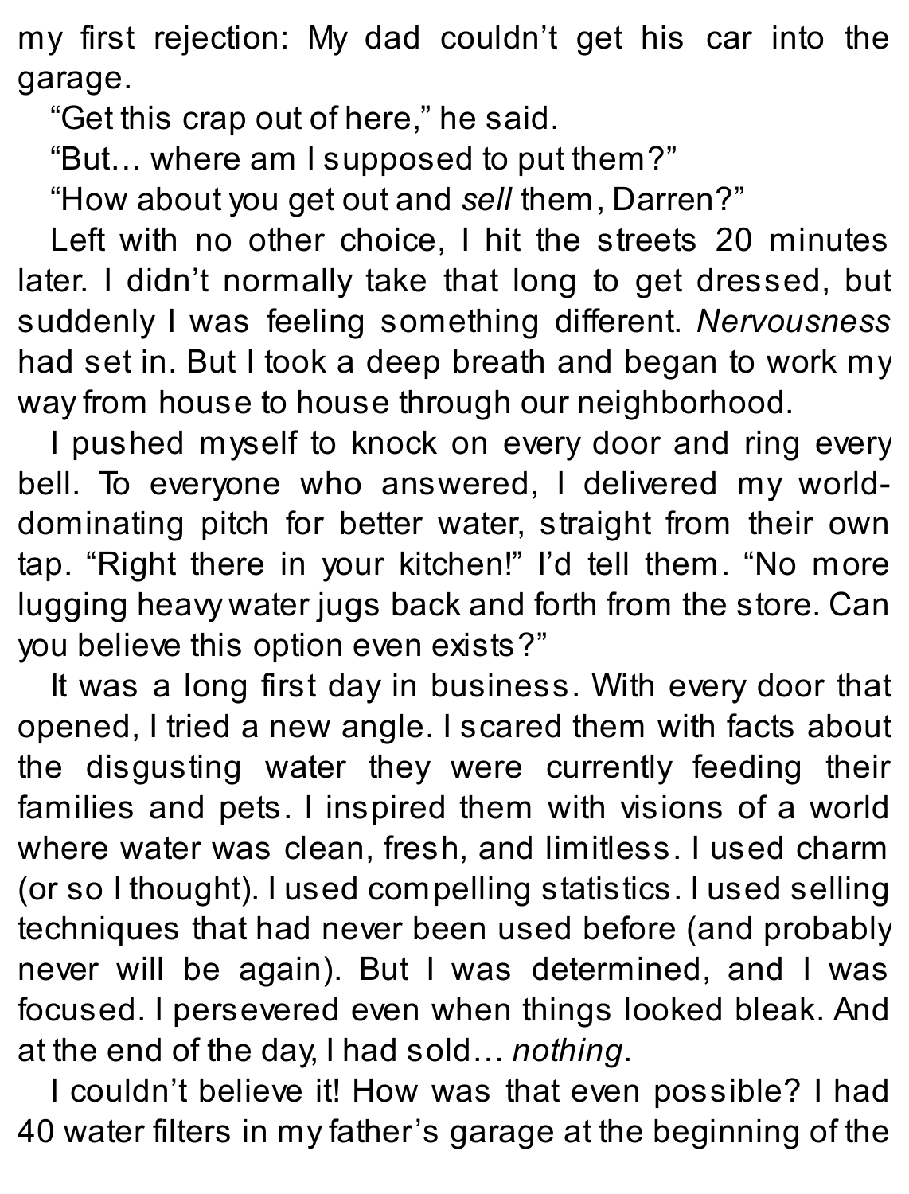my first rejection: My dad couldn't get his car into the garage.

"Get this crap out of here," he said.

"But… where am I supposed to put them?"

"How about you get out and *sell* them, Darren?"

Left with no other choice, I hit the streets 20 minutes later. I didn't normally take that long to get dressed, but suddenly I was feeling something different. *Nervousness* had set in. But I took a deep breath and began to work my way from house to house through our neighborhood.

I pushed myself to knock on every door and ring every bell. To everyone who answered, I delivered my world-dominating pitch for better water, straight from their own tap. "Right there in your kitchen!" I'd tell them. "No more lugging heavy water jugs back and forth from the store. Can you believe this option even exists?"

It was a long first day in business. With every door that opened, I tried a new angle. I scared them with facts about the disgusting water they were currently feeding their families and pets. I inspired them with visions of a world where water was clean, fresh, and limitless. I used charm (or so I thought). I used compelling statistics. I used selling techniques that had never been used before (and probably never will be again). But I was determined, and I was focused. I persevered even when things looked bleak. And at the end of the day, I had sold… *nothing*.

I couldn't believe it! How was that even possible? I had 40 water filters in my father's garage at the beginning of the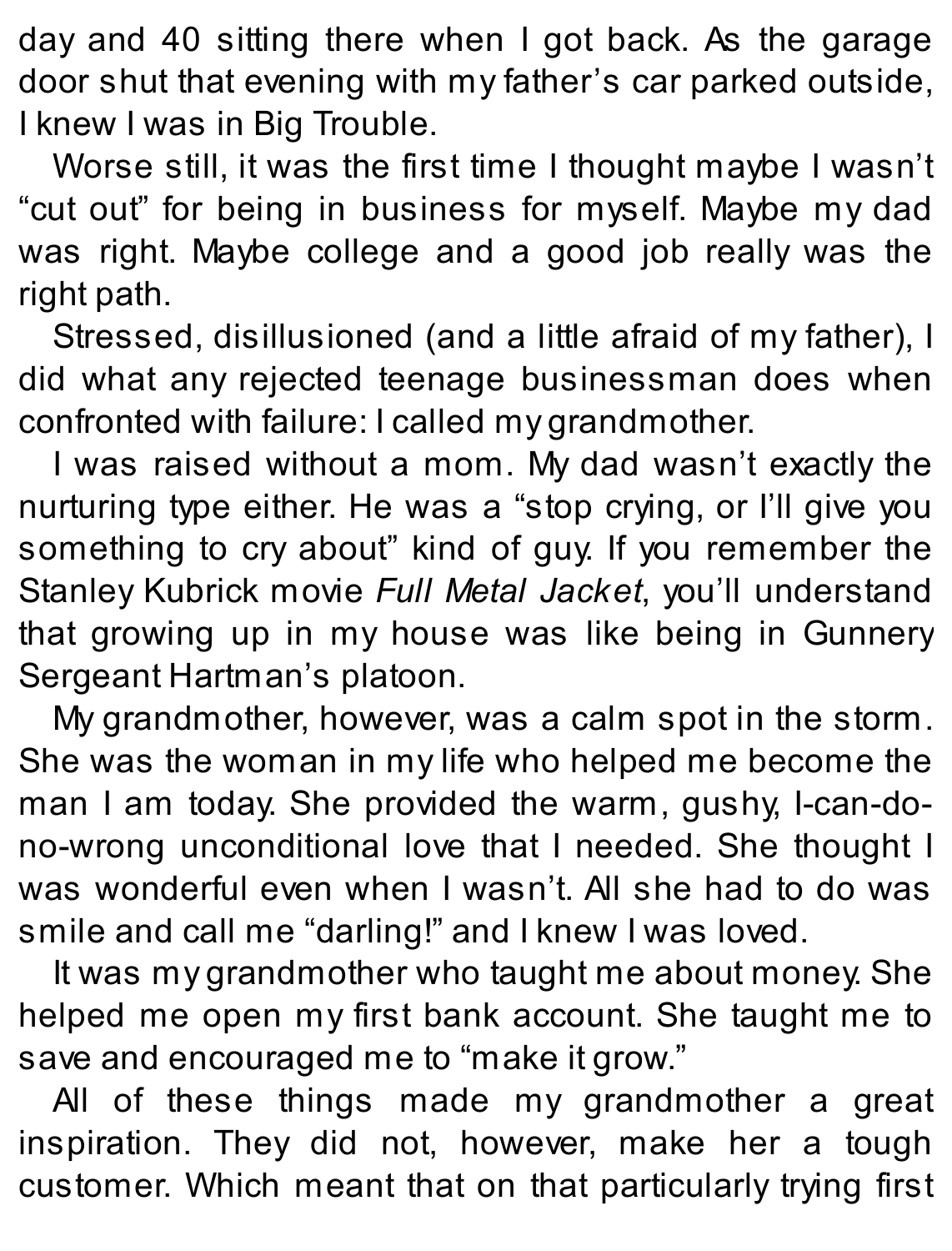day and 40 sitting there when I got back. As the garage door shut that evening with my father's car parked outside, I knew I was in Big Trouble.

Worse still, it was the first time I thought maybe I wasn't "cut out" for being in business for myself. Maybe my dad was right. Maybe college and a good job really was the right path.

Stressed, disillusioned (and a little afraid of my father), I did what any rejected teenage businessman does when confronted with failure: I called my grandmother.

I was raised without a mom. My dad wasn't exactly the nurturing type either. He was a "stop crying, or I'll give you something to cry about" kind of guy. If you remember the Stanley Kubrick movie *Full Metal Jacket*, you'll understand that growing up in my house was like being in Gunnery Sergeant Hartman's platoon.

My grandmother, however, was a calm spot in the storm. She was the woman in my life who helped me become the man I am today. She provided the warm, gushy, I-can-do-no-wrong unconditional love that I needed. She thought I was wonderful even when I wasn't. All she had to do was smile and call me "darling!" and I knew I was loved.

It was my grandmother who taught me about money. She helped me open my first bank account. She taught me to save and encouraged me to "make it grow."

All of these things made my grandmother a great inspiration. They did not, however, make her a tough customer. Which meant that on that particularly trying first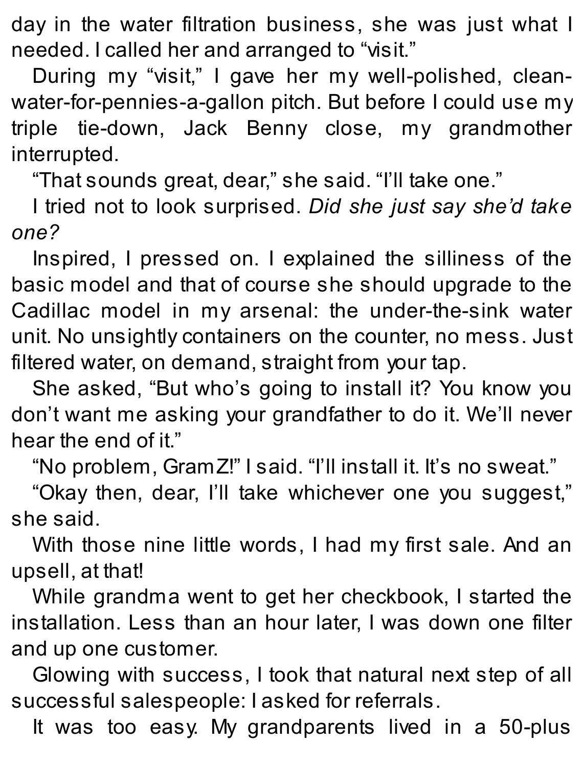day in the water filtration business, she was just what I needed. I called her and arranged to "visit."

During my "visit," I gave her my well-polished, clean-water-for-pennies-a-gallon pitch. But before I could use my triple tie-down, Jack Benny close, my grandmother interrupted.

"That sounds great, dear," she said. "I'll take one."

I tried not to look surprised. *Did she just say she'd take one?*

Inspired, I pressed on. I explained the silliness of the basic model and that of course she should upgrade to the Cadillac model in my arsenal: the under-the-sink water unit. No unsightly containers on the counter, no mess. Just filtered water, on demand, straight from your tap.

She asked, "But who's going to install it? You know you don't want me asking your grandfather to do it. We'll never hear the end of it."

"No problem, GramZ!" I said. "I'll install it. It's no sweat."

"Okay then, dear, I'll take whichever one you suggest," she said.

With those nine little words, I had my first sale. And an upsell, at that!

While grandma went to get her checkbook, I started the installation. Less than an hour later, I was down one filter and up one customer.

Glowing with success, I took that natural next step of all successful salespeople: I asked for referrals.

It was too easy. My grandparents lived in a 50-plus